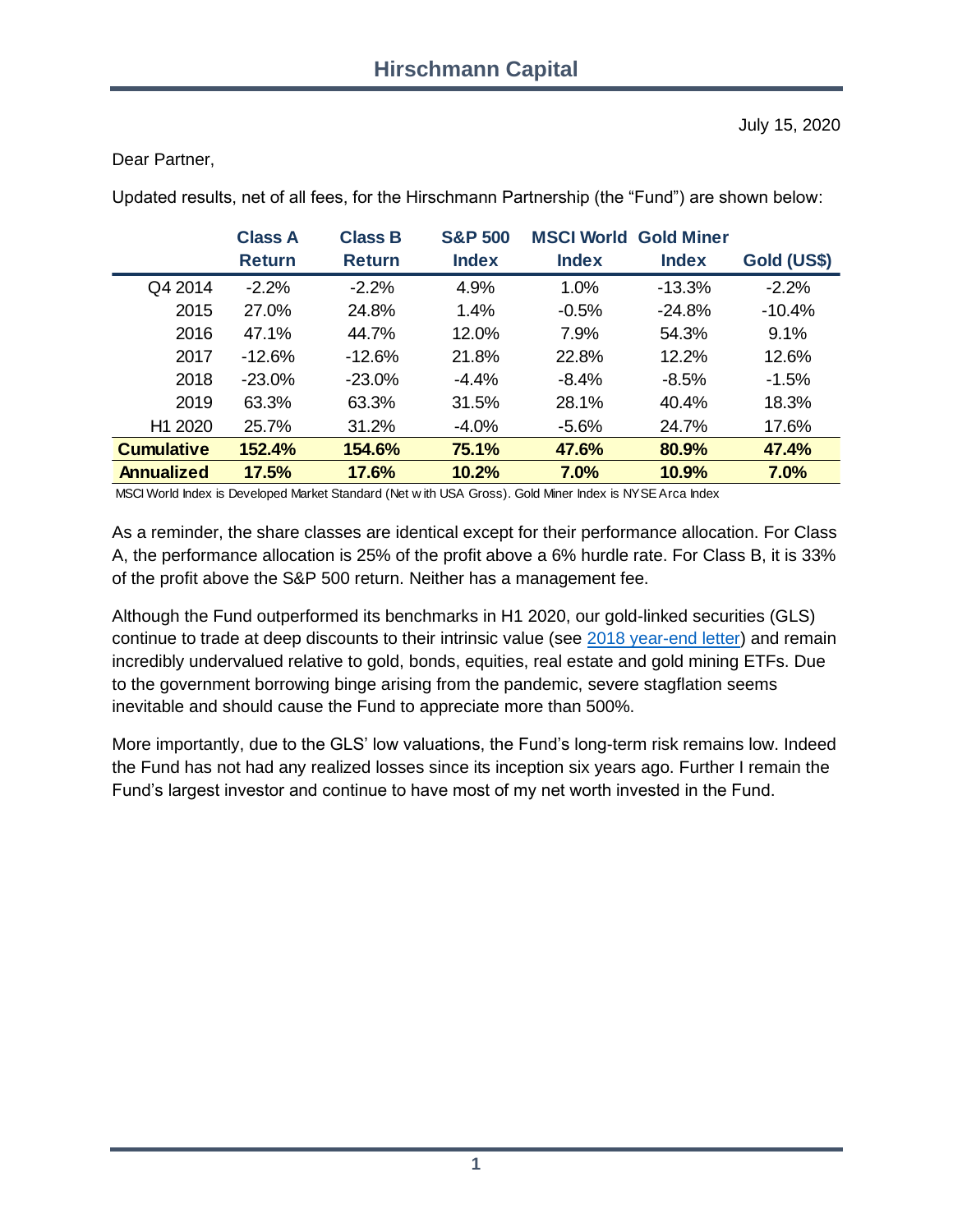# Hirschmann Capital

July 15, 2020

Dear Partner,

Updated results, net of all fees, for the Hirschmann Partnership (the "Fund") are shown below:

| | Class A Return | Class B Return | S&P 500 Index | MSCI World Index | Gold Miner Index | Gold (US$) |
|---|---|---|---|---|---|---|
| Q4 2014 | -2.2% | -2.2% | 4.9% | 1.0% | -13.3% | -2.2% |
| 2015 | 27.0% | 24.8% | 1.4% | -0.5% | -24.8% | -10.4% |
| 2016 | 47.1% | 44.7% | 12.0% | 7.9% | 54.3% | 9.1% |
| 2017 | -12.6% | -12.6% | 21.8% | 22.8% | 12.2% | 12.6% |
| 2018 | -23.0% | -23.0% | -4.4% | -8.4% | -8.5% | -1.5% |
| 2019 | 63.3% | 63.3% | 31.5% | 28.1% | 40.4% | 18.3% |
| H1 2020 | 25.7% | 31.2% | -4.0% | -5.6% | 24.7% | 17.6% |
| **Cumulative** | **152.4%** | **154.6%** | **75.1%** | **47.6%** | **80.9%** | **47.4%** |
| **Annualized** | **17.5%** | **17.6%** | **10.2%** | **7.0%** | **10.9%** | **7.0%** |

MSCI World Index is Developed Market Standard (Net with USA Gross). Gold Miner Index is NYSE Arca Index

As a reminder, the share classes are identical except for their performance allocation. For Class A, the performance allocation is 25% of the profit above a 6% hurdle rate. For Class B, it is 33% of the profit above the S&P 500 return. Neither has a management fee.

Although the Fund outperformed its benchmarks in H1 2020, our gold-linked securities (GLS) continue to trade at deep discounts to their intrinsic value (see [2018 year-end letter]) and remain incredibly undervalued relative to gold, bonds, equities, real estate and gold mining ETFs. Due to the government borrowing binge arising from the pandemic, severe stagflation seems inevitable and should cause the Fund to appreciate more than 500%.

More importantly, due to the GLS' low valuations, the Fund's long-term risk remains low. Indeed the Fund has not had any realized losses since its inception six years ago. Further I remain the Fund's largest investor and continue to have most of my net worth invested in the Fund.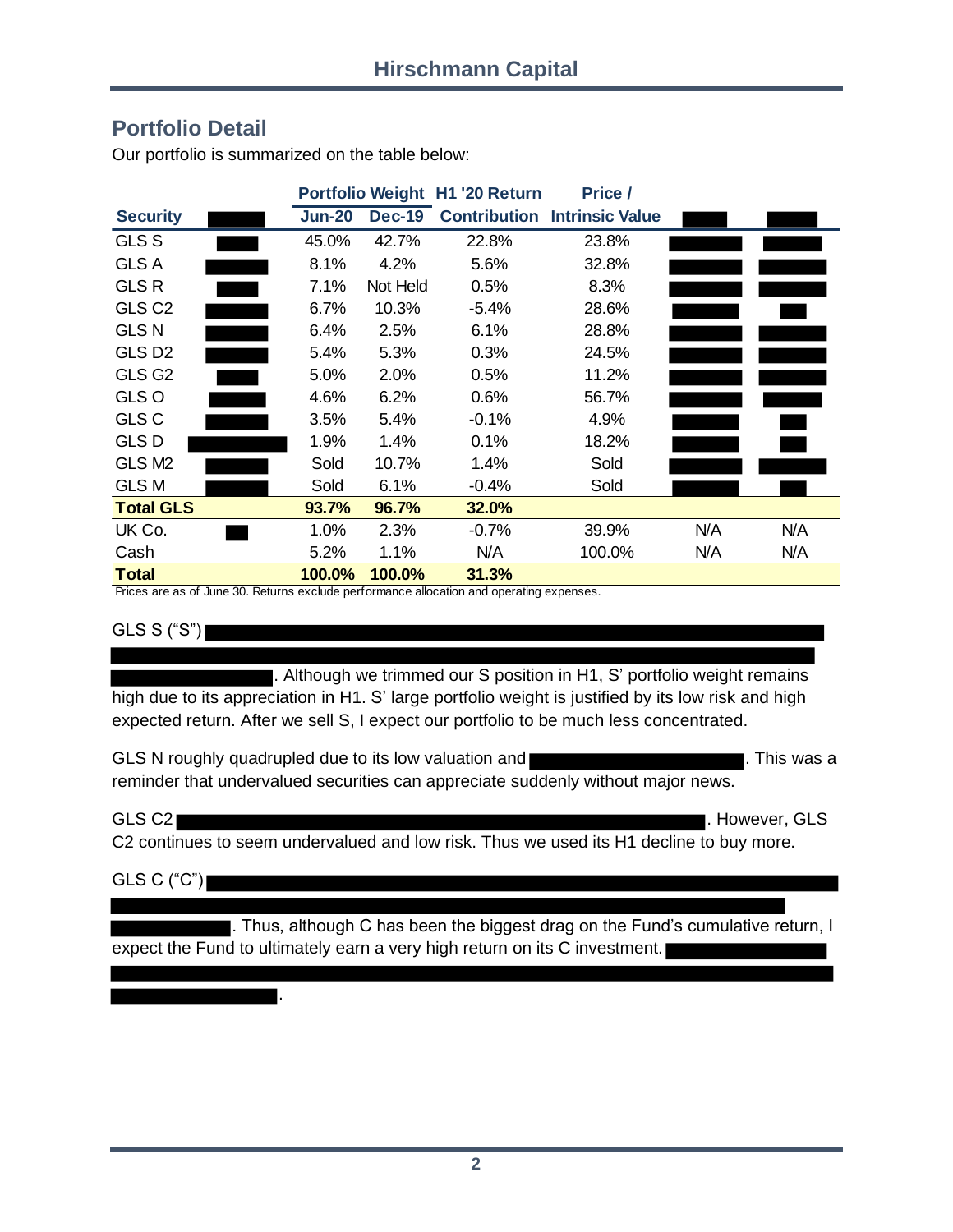## Portfolio Detail

Our portfolio is summarized on the table below:

| Security | | Portfolio Weight Jun-20 | Portfolio Weight Dec-19 | H1 '20 Return Contribution | Price / Intrinsic Value | | |
|---|---|---|---|---|---|---|---|
| GLS S | | 45.0% | 42.7% | 22.8% | 23.8% | | |
| GLS A | | 8.1% | 4.2% | 5.6% | 32.8% | | |
| GLS R | | 7.1% | Not Held | 0.5% | 8.3% | | |
| GLS C2 | | 6.7% | 10.3% | -5.4% | 28.6% | | |
| GLS N | | 6.4% | 2.5% | 6.1% | 28.8% | | |
| GLS D2 | | 5.4% | 5.3% | 0.3% | 24.5% | | |
| GLS G2 | | 5.0% | 2.0% | 0.5% | 11.2% | | |
| GLS O | | 4.6% | 6.2% | 0.6% | 56.7% | | |
| GLS C | | 3.5% | 5.4% | -0.1% | 4.9% | | |
| GLS D | | 1.9% | 1.4% | 0.1% | 18.2% | | |
| GLS M2 | | Sold | 10.7% | 1.4% | Sold | | |
| GLS M | | Sold | 6.1% | -0.4% | Sold | | |
| **Total GLS** | | **93.7%** | **96.7%** | **32.0%** | | | |
| UK Co. | | 1.0% | 2.3% | -0.7% | 39.9% | N/A | N/A |
| Cash | | 5.2% | 1.1% | N/A | 100.0% | N/A | N/A |
| **Total** | | **100.0%** | **100.0%** | **31.3%** | | | |

Prices are as of June 30. Returns exclude performance allocation and operating expenses.

GLS S ("S") [redacted]. Although we trimmed our S position in H1, S' portfolio weight remains high due to its appreciation in H1. S' large portfolio weight is justified by its low risk and high expected return. After we sell S, I expect our portfolio to be much less concentrated.

GLS N roughly quadrupled due to its low valuation and [redacted]. This was a reminder that undervalued securities can appreciate suddenly without major news.

GLS C2 [redacted]. However, GLS C2 continues to seem undervalued and low risk. Thus we used its H1 decline to buy more.

GLS C ("C") [redacted]. Thus, although C has been the biggest drag on the Fund's cumulative return, I expect the Fund to ultimately earn a very high return on its C investment. [redacted].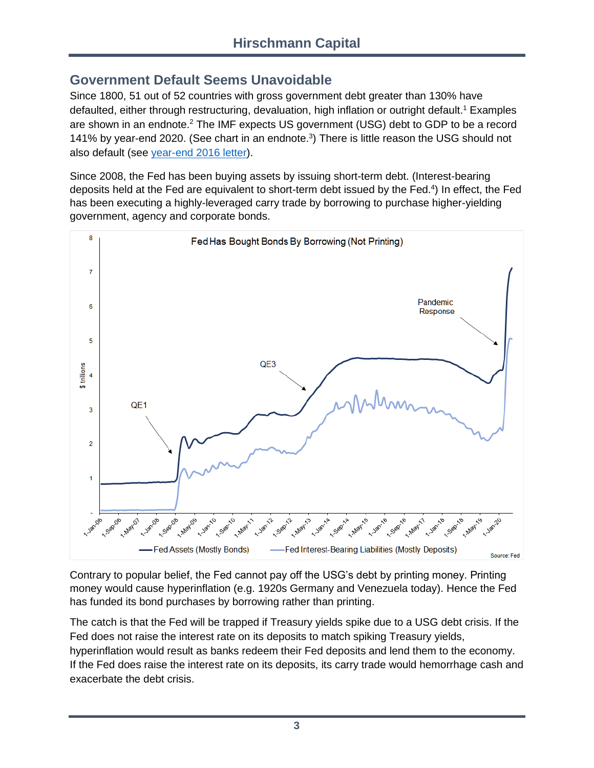## Government Default Seems Unavoidable

Since 1800, 51 out of 52 countries with gross government debt greater than 130% have defaulted, either through restructuring, devaluation, high inflation or outright default.[1] Examples are shown in an endnote.[2] The IMF expects US government (USG) debt to GDP to be a record 141% by year-end 2020. (See chart in an endnote.[3]) There is little reason the USG should not also default (see [year-end 2016 letter](year-end 2016 letter)).

Since 2008, the Fed has been buying assets by issuing short-term debt. (Interest-bearing deposits held at the Fed are equivalent to short-term debt issued by the Fed.[4]) In effect, the Fed has been executing a highly-leveraged carry trade by borrowing to purchase higher-yielding government, agency and corporate bonds.

Contrary to popular belief, the Fed cannot pay off the USG's debt by printing money. Printing money would cause hyperinflation (e.g. 1920s Germany and Venezuela today). Hence the Fed has funded its bond purchases by borrowing rather than printing.

The catch is that the Fed will be trapped if Treasury yields spike due to a USG debt crisis. If the Fed does not raise the interest rate on its deposits to match spiking Treasury yields, hyperinflation would result as banks redeem their Fed deposits and lend them to the economy. If the Fed does raise the interest rate on its deposits, its carry trade would hemorrhage cash and exacerbate the debt crisis.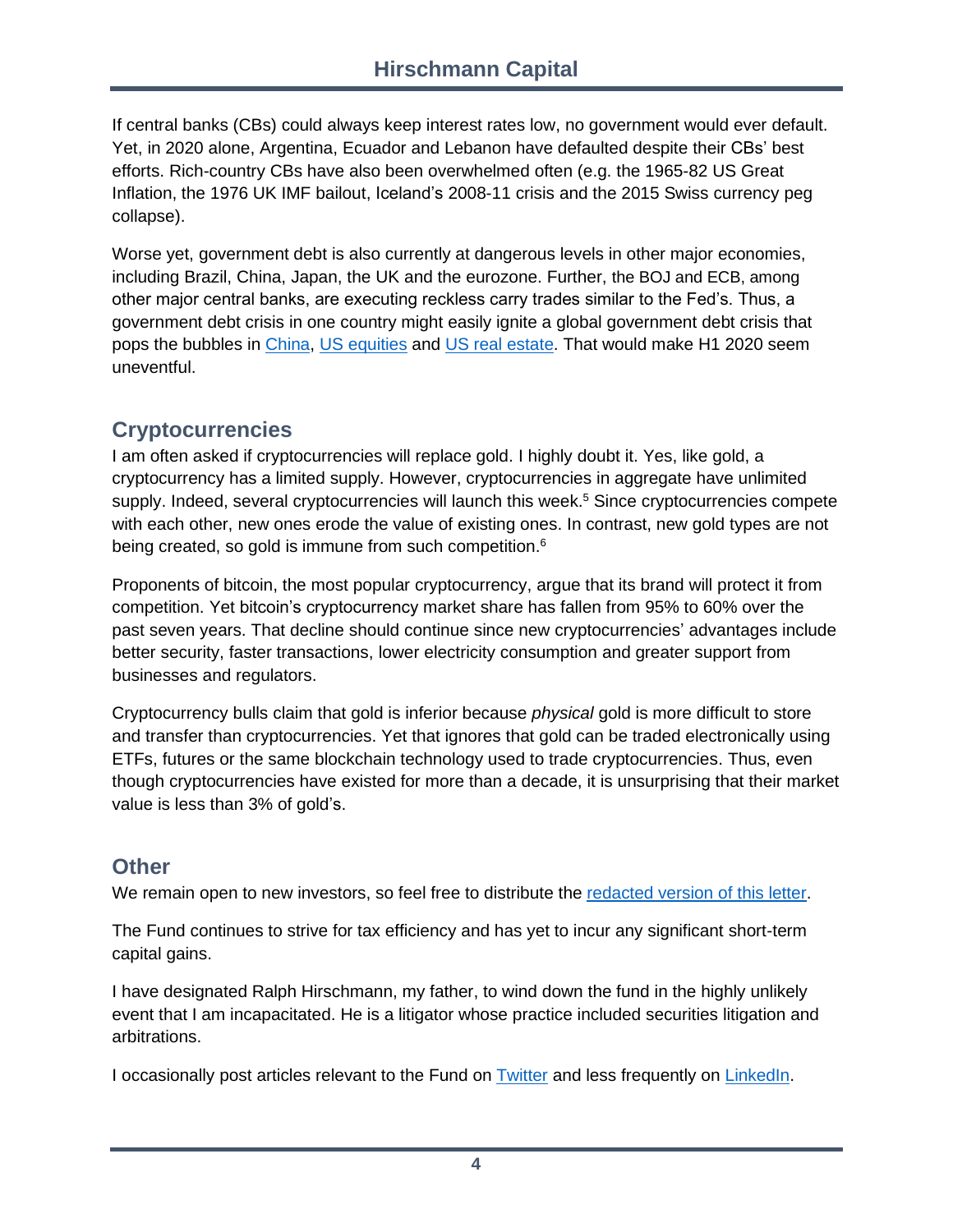If central banks (CBs) could always keep interest rates low, no government would ever default. Yet, in 2020 alone, Argentina, Ecuador and Lebanon have defaulted despite their CBs' best efforts. Rich-country CBs have also been overwhelmed often (e.g. the 1965-82 US Great Inflation, the 1976 UK IMF bailout, Iceland's 2008-11 crisis and the 2015 Swiss currency peg collapse).

Worse yet, government debt is also currently at dangerous levels in other major economies, including Brazil, China, Japan, the UK and the eurozone. Further, the BOJ and ECB, among other major central banks, are executing reckless carry trades similar to the Fed's. Thus, a government debt crisis in one country might easily ignite a global government debt crisis that pops the bubbles in China, US equities and US real estate. That would make H1 2020 seem uneventful.

## Cryptocurrencies

I am often asked if cryptocurrencies will replace gold. I highly doubt it. Yes, like gold, a cryptocurrency has a limited supply. However, cryptocurrencies in aggregate have unlimited supply. Indeed, several cryptocurrencies will launch this week.[5] Since cryptocurrencies compete with each other, new ones erode the value of existing ones. In contrast, new gold types are not being created, so gold is immune from such competition.[6]

Proponents of bitcoin, the most popular cryptocurrency, argue that its brand will protect it from competition. Yet bitcoin's cryptocurrency market share has fallen from 95% to 60% over the past seven years. That decline should continue since new cryptocurrencies' advantages include better security, faster transactions, lower electricity consumption and greater support from businesses and regulators.

Cryptocurrency bulls claim that gold is inferior because *physical* gold is more difficult to store and transfer than cryptocurrencies. Yet that ignores that gold can be traded electronically using ETFs, futures or the same blockchain technology used to trade cryptocurrencies. Thus, even though cryptocurrencies have existed for more than a decade, it is unsurprising that their market value is less than 3% of gold's.

## Other

We remain open to new investors, so feel free to distribute the redacted version of this letter.

The Fund continues to strive for tax efficiency and has yet to incur any significant short-term capital gains.

I have designated Ralph Hirschmann, my father, to wind down the fund in the highly unlikely event that I am incapacitated. He is a litigator whose practice included securities litigation and arbitrations.

I occasionally post articles relevant to the Fund on Twitter and less frequently on LinkedIn.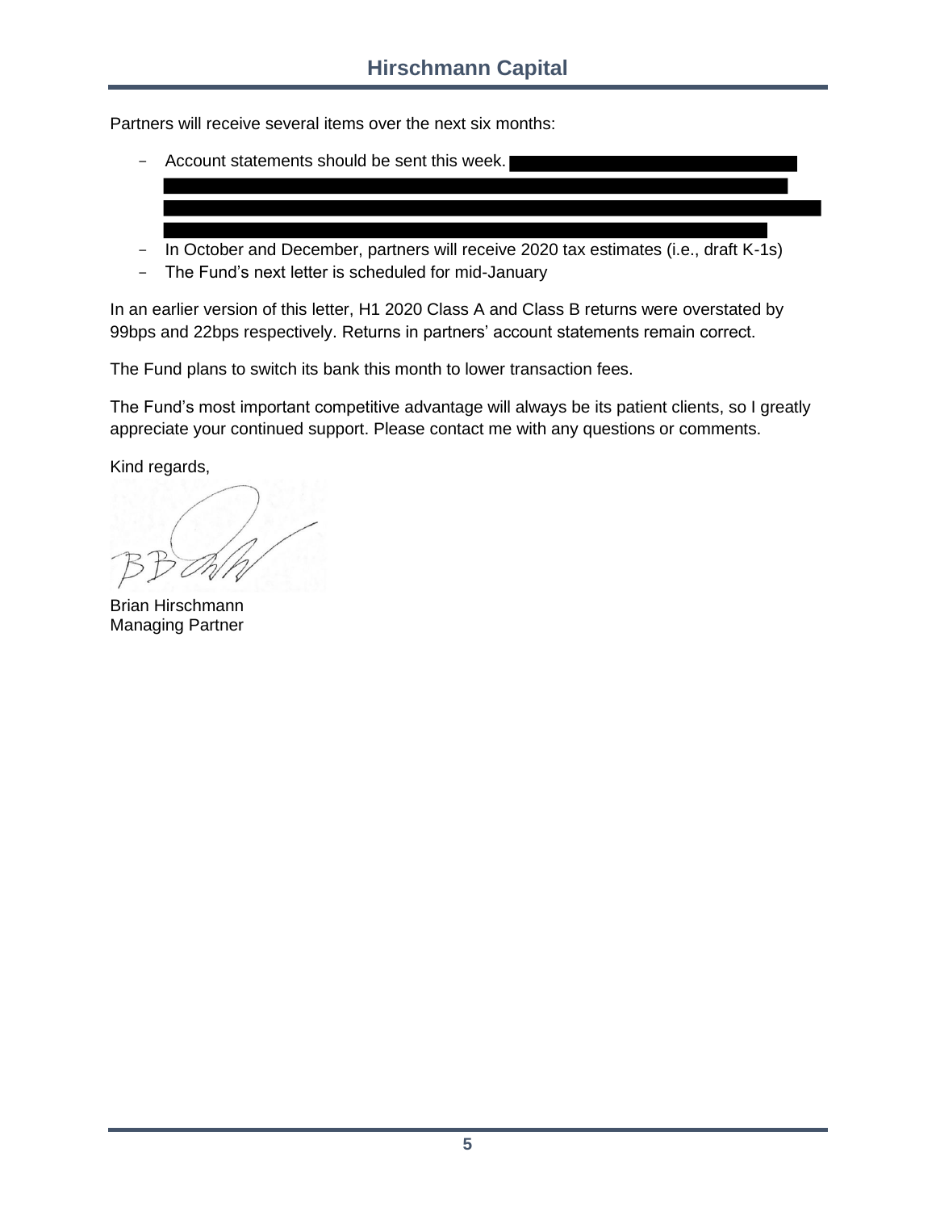Partners will receive several items over the next six months:

- Account statements should be sent this week.
- In October and December, partners will receive 2020 tax estimates (i.e., draft K-1s)
- The Fund's next letter is scheduled for mid-January

In an earlier version of this letter, H1 2020 Class A and Class B returns were overstated by 99bps and 22bps respectively. Returns in partners' account statements remain correct.

The Fund plans to switch its bank this month to lower transaction fees.

The Fund's most important competitive advantage will always be its patient clients, so I greatly appreciate your continued support. Please contact me with any questions or comments.

Kind regards,

Brian Hirschmann
Managing Partner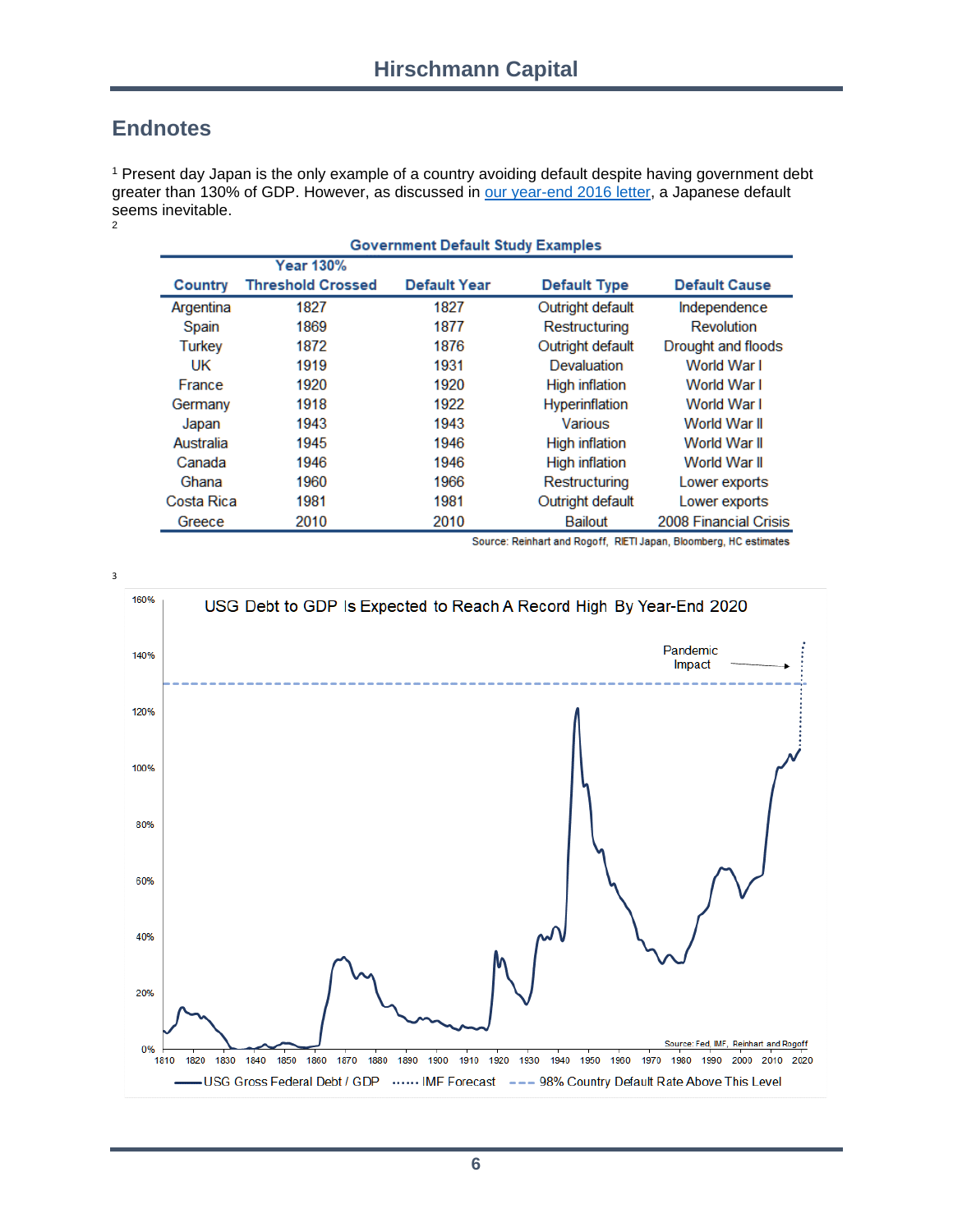## Endnotes

[1] Present day Japan is the only example of a country avoiding default despite having government debt greater than 130% of GDP. However, as discussed in [our year-end 2016 letter](), a Japanese default seems inevitable.

[2]

**Government Default Study Examples**

| Country | Year 130% Threshold Crossed | Default Year | Default Type | Default Cause |
|---|---|---|---|---|
| Argentina | 1827 | 1827 | Outright default | Independence |
| Spain | 1869 | 1877 | Restructuring | Revolution |
| Turkey | 1872 | 1876 | Outright default | Drought and floods |
| UK | 1919 | 1931 | Devaluation | World War I |
| France | 1920 | 1920 | High inflation | World War I |
| Germany | 1918 | 1922 | Hyperinflation | World War I |
| Japan | 1943 | 1943 | Various | World War II |
| Australia | 1945 | 1946 | High inflation | World War II |
| Canada | 1946 | 1946 | High inflation | World War II |
| Ghana | 1960 | 1966 | Restructuring | Lower exports |
| Costa Rica | 1981 | 1981 | Outright default | Lower exports |
| Greece | 2010 | 2010 | Bailout | 2008 Financial Crisis |

Source: Reinhart and Rogoff, RIETI Japan, Bloomberg, HC estimates

[3]

**USG Debt to GDP Is Expected to Reach A Record High By Year-End 2020**

Pandemic Impact

Source: Fed, IMF, Reinhart and Rogoff

USG Gross Federal Debt / GDP ······ IMF Forecast - - - 98% Country Default Rate Above This Level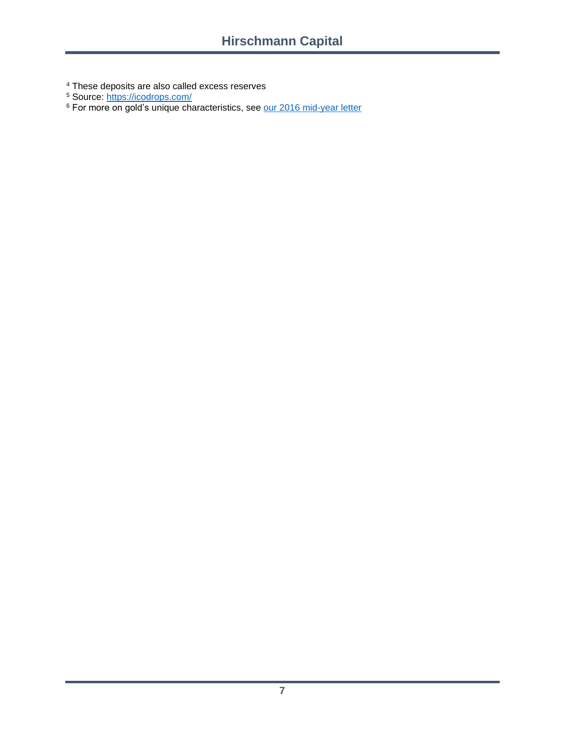[4] These deposits are also called excess reserves

[5] Source: [https://icodrops.com/](https://icodrops.com/)

[6] For more on gold's unique characteristics, see [our 2016 mid-year letter]()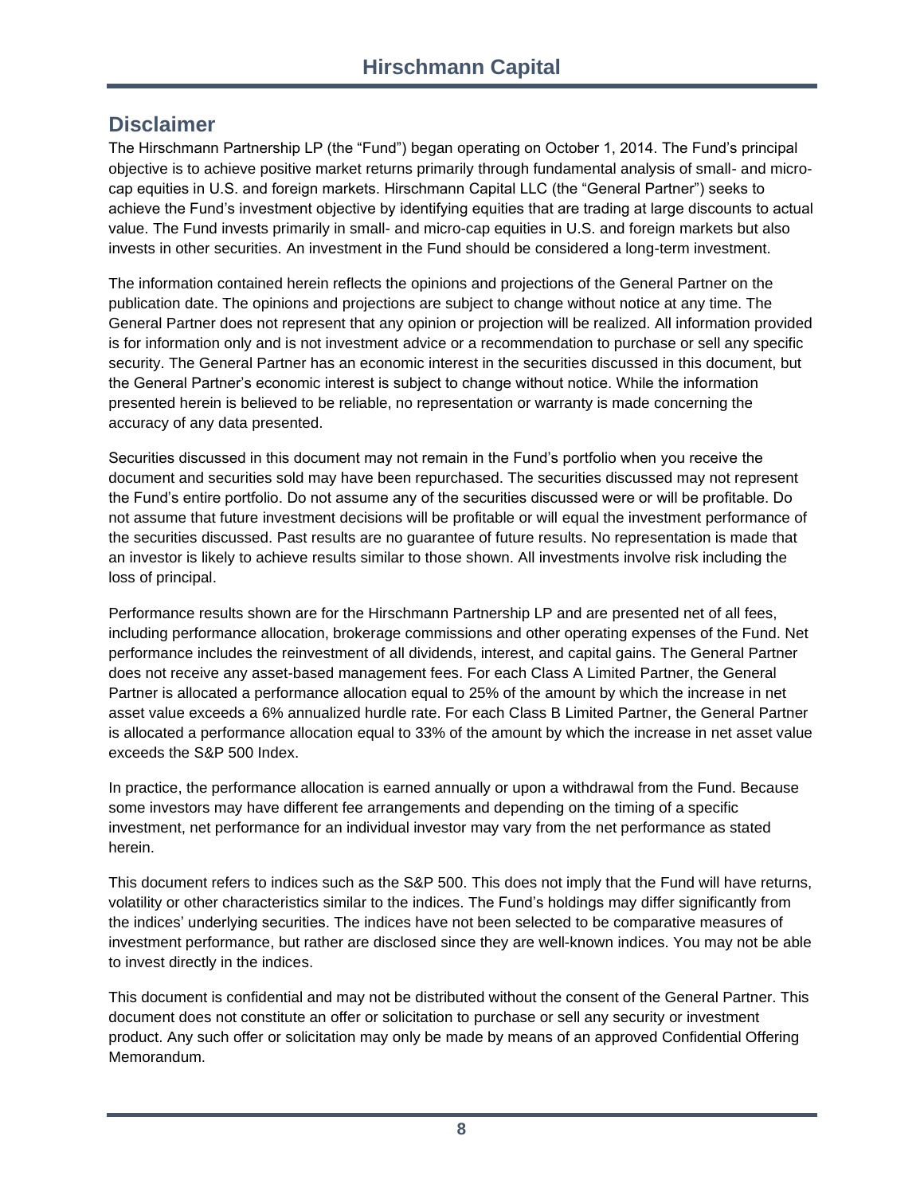## Disclaimer

The Hirschmann Partnership LP (the "Fund") began operating on October 1, 2014. The Fund's principal objective is to achieve positive market returns primarily through fundamental analysis of small- and micro-cap equities in U.S. and foreign markets. Hirschmann Capital LLC (the "General Partner") seeks to achieve the Fund's investment objective by identifying equities that are trading at large discounts to actual value. The Fund invests primarily in small- and micro-cap equities in U.S. and foreign markets but also invests in other securities. An investment in the Fund should be considered a long-term investment.

The information contained herein reflects the opinions and projections of the General Partner on the publication date. The opinions and projections are subject to change without notice at any time. The General Partner does not represent that any opinion or projection will be realized. All information provided is for information only and is not investment advice or a recommendation to purchase or sell any specific security. The General Partner has an economic interest in the securities discussed in this document, but the General Partner's economic interest is subject to change without notice. While the information presented herein is believed to be reliable, no representation or warranty is made concerning the accuracy of any data presented.

Securities discussed in this document may not remain in the Fund's portfolio when you receive the document and securities sold may have been repurchased. The securities discussed may not represent the Fund's entire portfolio. Do not assume any of the securities discussed were or will be profitable. Do not assume that future investment decisions will be profitable or will equal the investment performance of the securities discussed. Past results are no guarantee of future results. No representation is made that an investor is likely to achieve results similar to those shown. All investments involve risk including the loss of principal.

Performance results shown are for the Hirschmann Partnership LP and are presented net of all fees, including performance allocation, brokerage commissions and other operating expenses of the Fund. Net performance includes the reinvestment of all dividends, interest, and capital gains. The General Partner does not receive any asset-based management fees. For each Class A Limited Partner, the General Partner is allocated a performance allocation equal to 25% of the amount by which the increase in net asset value exceeds a 6% annualized hurdle rate. For each Class B Limited Partner, the General Partner is allocated a performance allocation equal to 33% of the amount by which the increase in net asset value exceeds the S&P 500 Index.

In practice, the performance allocation is earned annually or upon a withdrawal from the Fund. Because some investors may have different fee arrangements and depending on the timing of a specific investment, net performance for an individual investor may vary from the net performance as stated herein.

This document refers to indices such as the S&P 500. This does not imply that the Fund will have returns, volatility or other characteristics similar to the indices. The Fund's holdings may differ significantly from the indices' underlying securities. The indices have not been selected to be comparative measures of investment performance, but rather are disclosed since they are well-known indices. You may not be able to invest directly in the indices.

This document is confidential and may not be distributed without the consent of the General Partner. This document does not constitute an offer or solicitation to purchase or sell any security or investment product. Any such offer or solicitation may only be made by means of an approved Confidential Offering Memorandum.